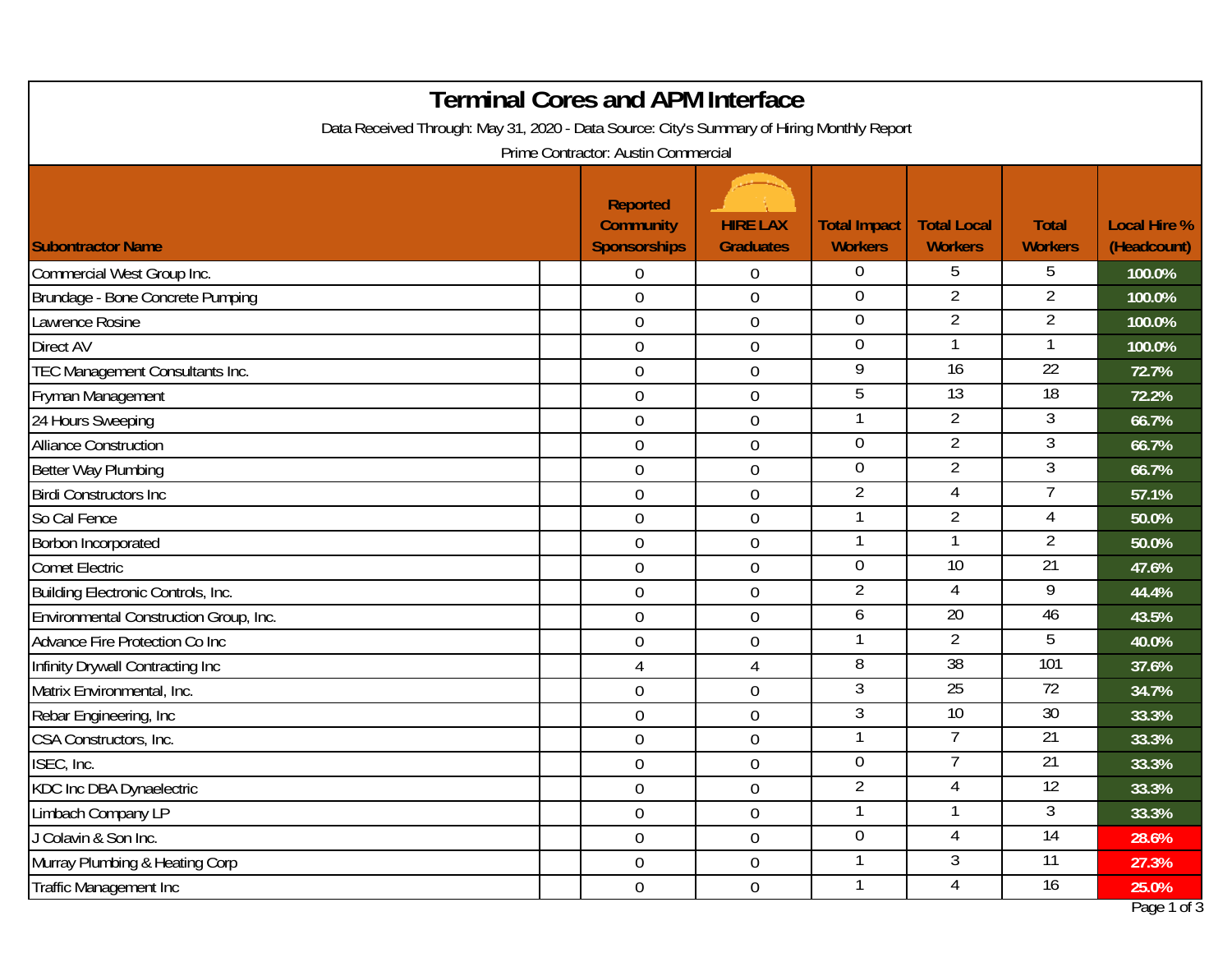# Terminal Cores and APM Interface

Data Received Through: May 31, 2020 - Data Source: City's Summary of Hiring Monthly Report

Prime Contractor: Austin Commercial

| Subontractor Name | Reported Community Sponsorships | HIRE LAX Graduates | Total Impact Workers | Total Local Workers | Total Workers | Local Hire % (Headcount) |
|---|---|---|---|---|---|---|
| Commercial West Group Inc. | 0 | 0 | 0 | 5 | 5 | 100.0% |
| Brundage - Bone Concrete Pumping | 0 | 0 | 0 | 2 | 2 | 100.0% |
| Lawrence Rosine | 0 | 0 | 0 | 2 | 2 | 100.0% |
| Direct AV | 0 | 0 | 0 | 1 | 1 | 100.0% |
| TEC Management Consultants Inc. | 0 | 0 | 9 | 16 | 22 | 72.7% |
| Fryman Management | 0 | 0 | 5 | 13 | 18 | 72.2% |
| 24 Hours Sweeping | 0 | 0 | 1 | 2 | 3 | 66.7% |
| Alliance Construction | 0 | 0 | 0 | 2 | 3 | 66.7% |
| Better Way Plumbing | 0 | 0 | 0 | 2 | 3 | 66.7% |
| Birdi Constructors Inc | 0 | 0 | 2 | 4 | 7 | 57.1% |
| So Cal Fence | 0 | 0 | 1 | 2 | 4 | 50.0% |
| Borbon Incorporated | 0 | 0 | 1 | 1 | 2 | 50.0% |
| Comet Electric | 0 | 0 | 0 | 10 | 21 | 47.6% |
| Building Electronic Controls, Inc. | 0 | 0 | 2 | 4 | 9 | 44.4% |
| Environmental Construction Group, Inc. | 0 | 0 | 6 | 20 | 46 | 43.5% |
| Advance Fire Protection Co Inc | 0 | 0 | 1 | 2 | 5 | 40.0% |
| Infinity Drywall Contracting Inc | 4 | 4 | 8 | 38 | 101 | 37.6% |
| Matrix Environmental, Inc. | 0 | 0 | 3 | 25 | 72 | 34.7% |
| Rebar Engineering, Inc | 0 | 0 | 3 | 10 | 30 | 33.3% |
| CSA Constructors, Inc. | 0 | 0 | 1 | 7 | 21 | 33.3% |
| ISEC, Inc. | 0 | 0 | 0 | 7 | 21 | 33.3% |
| KDC Inc DBA Dynaelectric | 0 | 0 | 2 | 4 | 12 | 33.3% |
| Limbach Company LP | 0 | 0 | 1 | 1 | 3 | 33.3% |
| J Colavin & Son Inc. | 0 | 0 | 0 | 4 | 14 | 28.6% |
| Murray Plumbing & Heating Corp | 0 | 0 | 1 | 3 | 11 | 27.3% |
| Traffic Management Inc | 0 | 0 | 1 | 4 | 16 | 25.0% |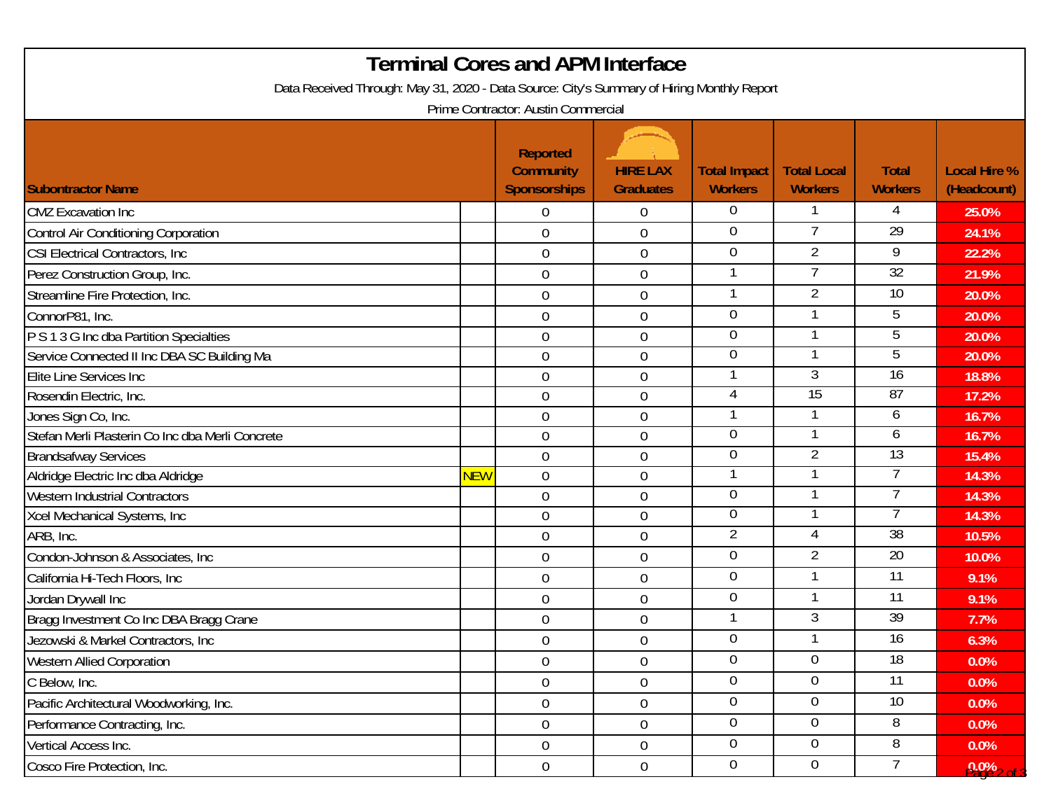# Terminal Cores and APM Interface

Data Received Through: May 31, 2020 - Data Source: City's Summary of Hiring Monthly Report

Prime Contractor: Austin Commercial

| Subontractor Name | | Reported Community Sponsorships | HIRE LAX Graduates | Total Impact Workers | Total Local Workers | Total Workers | Local Hire % (Headcount) |
|---|---|---|---|---|---|---|---|
| CMZ Excavation Inc | | 0 | 0 | 0 | 1 | 4 | 25.0% |
| Control Air Conditioning Corporation | | 0 | 0 | 0 | 7 | 29 | 24.1% |
| CSI Electrical Contractors, Inc | | 0 | 0 | 0 | 2 | 9 | 22.2% |
| Perez Construction Group, Inc. | | 0 | 0 | 1 | 7 | 32 | 21.9% |
| Streamline Fire Protection, Inc. | | 0 | 0 | 1 | 2 | 10 | 20.0% |
| ConnorP81, Inc. | | 0 | 0 | 0 | 1 | 5 | 20.0% |
| P S 1 3 G Inc dba Partition Specialties | | 0 | 0 | 0 | 1 | 5 | 20.0% |
| Service Connected II Inc DBA SC Building Ma | | 0 | 0 | 0 | 1 | 5 | 20.0% |
| Elite Line Services Inc | | 0 | 0 | 1 | 3 | 16 | 18.8% |
| Rosendin Electric, Inc. | | 0 | 0 | 4 | 15 | 87 | 17.2% |
| Jones Sign Co, Inc. | | 0 | 0 | 1 | 1 | 6 | 16.7% |
| Stefan Merli Plasterin Co Inc dba Merli Concrete | | 0 | 0 | 0 | 1 | 6 | 16.7% |
| Brandsafway Services | | 0 | 0 | 0 | 2 | 13 | 15.4% |
| Aldridge Electric Inc dba Aldridge | NEW | 0 | 0 | 1 | 1 | 7 | 14.3% |
| Western Industrial Contractors | | 0 | 0 | 0 | 1 | 7 | 14.3% |
| Xcel Mechanical Systems, Inc | | 0 | 0 | 0 | 1 | 7 | 14.3% |
| ARB, Inc. | | 0 | 0 | 2 | 4 | 38 | 10.5% |
| Condon-Johnson & Associates, Inc | | 0 | 0 | 0 | 2 | 20 | 10.0% |
| California Hi-Tech Floors, Inc | | 0 | 0 | 0 | 1 | 11 | 9.1% |
| Jordan Drywall Inc | | 0 | 0 | 0 | 1 | 11 | 9.1% |
| Bragg Investment Co Inc DBA Bragg Crane | | 0 | 0 | 1 | 3 | 39 | 7.7% |
| Jezowski & Markel Contractors, Inc | | 0 | 0 | 0 | 1 | 16 | 6.3% |
| Western Allied Corporation | | 0 | 0 | 0 | 0 | 18 | 0.0% |
| C Below, Inc. | | 0 | 0 | 0 | 0 | 11 | 0.0% |
| Pacific Architectural Woodworking, Inc. | | 0 | 0 | 0 | 0 | 10 | 0.0% |
| Performance Contracting, Inc. | | 0 | 0 | 0 | 0 | 8 | 0.0% |
| Vertical Access Inc. | | 0 | 0 | 0 | 0 | 8 | 0.0% |
| Cosco Fire Protection, Inc. | | 0 | 0 | 0 | 0 | 7 | 0.0% |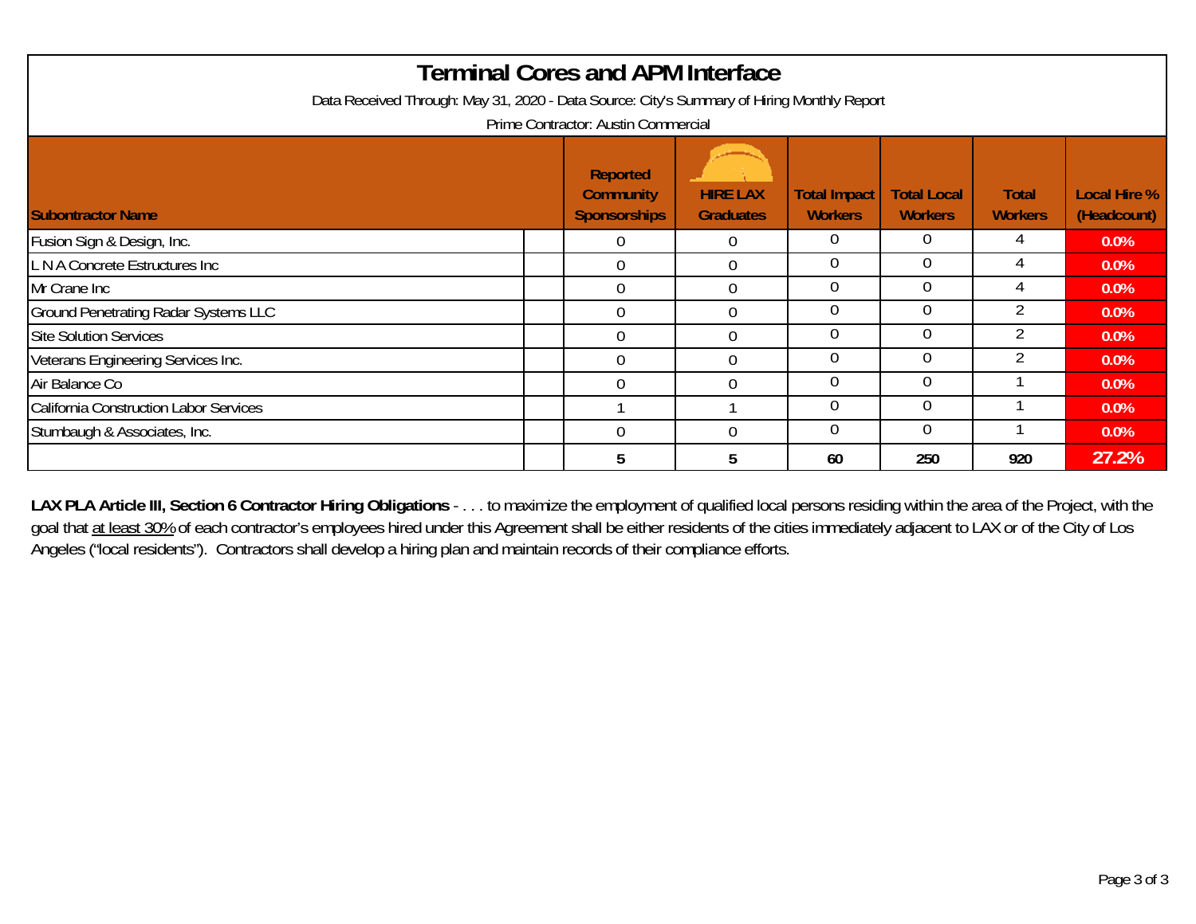# Terminal Cores and APM Interface

Data Received Through: May 31, 2020 - Data Source: City's Summary of Hiring Monthly Report

Prime Contractor: Austin Commercial

| Subcontractor Name | | Reported Community Sponsorships | HIRE LAX Graduates | Total Impact Workers | Total Local Workers | Total Workers | Local Hire % (Headcount) |
|---|---|---|---|---|---|---|---|
| Fusion Sign & Design, Inc. | | 0 | 0 | 0 | 0 | 4 | 0.0% |
| L N A Concrete Estructures Inc | | 0 | 0 | 0 | 0 | 4 | 0.0% |
| Mr Crane Inc | | 0 | 0 | 0 | 0 | 4 | 0.0% |
| Ground Penetrating Radar Systems LLC | | 0 | 0 | 0 | 0 | 2 | 0.0% |
| Site Solution Services | | 0 | 0 | 0 | 0 | 2 | 0.0% |
| Veterans Engineering Services Inc. | | 0 | 0 | 0 | 0 | 2 | 0.0% |
| Air Balance Co | | 0 | 0 | 0 | 0 | 1 | 0.0% |
| California Construction Labor Services | | 1 | 1 | 0 | 0 | 1 | 0.0% |
| Stumbaugh & Associates, Inc. | | 0 | 0 | 0 | 0 | 1 | 0.0% |
| | | 5 | 5 | 60 | 250 | 920 | 27.2% |

**LAX PLA Article III, Section 6 Contractor Hiring Obligations** - . . . to maximize the employment of qualified local persons residing within the area of the Project, with the goal that at least 30% of each contractor's employees hired under this Agreement shall be either residents of the cities immediately adjacent to LAX or of the City of Los Angeles ("local residents"). Contractors shall develop a hiring plan and maintain records of their compliance efforts.